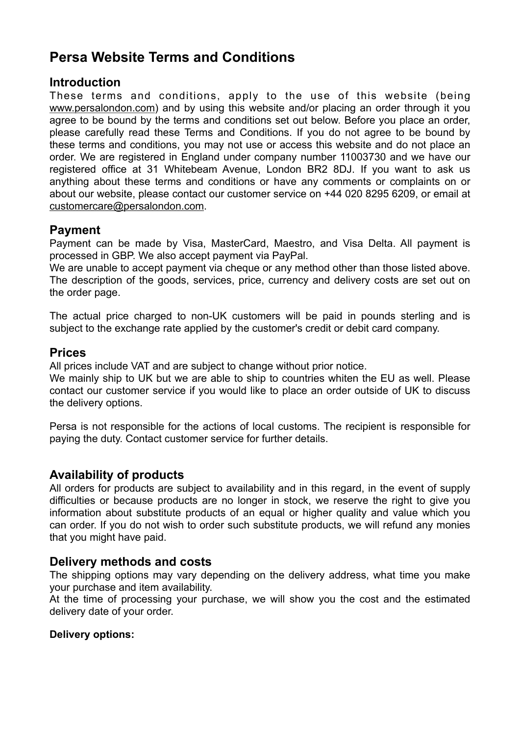# Persa Website Terms and Conditions

## Introduction

These terms and conditions, apply to the use of this website (being www.persalondon.com) and by using this website and/or placing an order through it you agree to be bound by the terms and conditions set out below. Before you place an order, please carefully read these Terms and Conditions. If you do not agree to be bound by these terms and conditions, you may not use or access this website and do not place an order. We are registered in England under company number 11003730 and we have our registered office at 31 Whitebeam Avenue, London BR2 8DJ. If you want to ask us anything about these terms and conditions or have any comments or complaints on or about our website, please contact our customer service on +44 020 8295 6209, or email at customercare@persalondon.com.

## Payment

Payment can be made by Visa, MasterCard, Maestro, and Visa Delta. All payment is processed in GBP. We also accept payment via PayPal.
We are unable to accept payment via cheque or any method other than those listed above. The description of the goods, services, price, currency and delivery costs are set out on the order page.

The actual price charged to non-UK customers will be paid in pounds sterling and is subject to the exchange rate applied by the customer's credit or debit card company.

## Prices

All prices include VAT and are subject to change without prior notice.
We mainly ship to UK but we are able to ship to countries whiten the EU as well. Please contact our customer service if you would like to place an order outside of UK to discuss the delivery options.

Persa is not responsible for the actions of local customs. The recipient is responsible for paying the duty. Contact customer service for further details.

## Availability of products

All orders for products are subject to availability and in this regard, in the event of supply difficulties or because products are no longer in stock, we reserve the right to give you information about substitute products of an equal or higher quality and value which you can order. If you do not wish to order such substitute products, we will refund any monies that you might have paid.

## Delivery methods and costs

The shipping options may vary depending on the delivery address, what time you make your purchase and item availability.
At the time of processing your purchase, we will show you the cost and the estimated delivery date of your order.

**Delivery options:**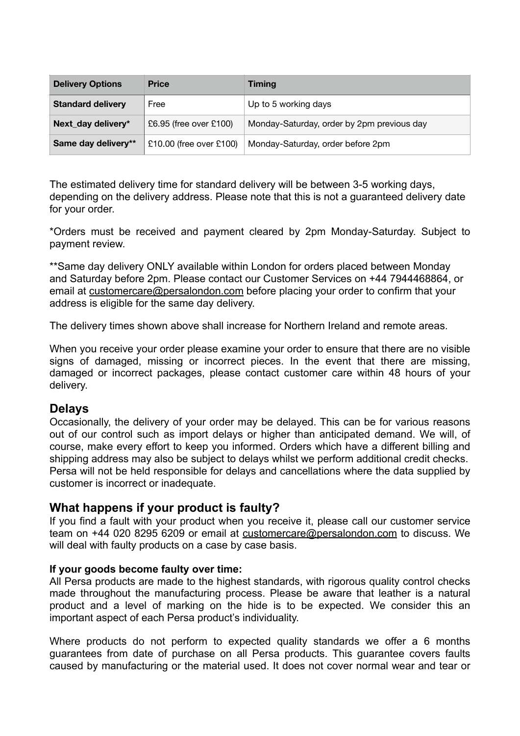| Delivery Options | Price | Timing |
| --- | --- | --- |
| **Standard delivery** | Free | Up to 5 working days |
| **Next_day delivery*** | £6.95 (free over £100) | Monday-Saturday, order by 2pm previous day |
| **Same day delivery**** | £10.00 (free over £100) | Monday-Saturday, order before 2pm |

The estimated delivery time for standard delivery will be between 3-5 working days, depending on the delivery address. Please note that this is not a guaranteed delivery date for your order.

*Orders must be received and payment cleared by 2pm Monday-Saturday. Subject to payment review.

**Same day delivery ONLY available within London for orders placed between Monday and Saturday before 2pm. Please contact our Customer Services on +44 7944468864, or email at customercare@persalondon.com before placing your order to confirm that your address is eligible for the same day delivery.

The delivery times shown above shall increase for Northern Ireland and remote areas.

When you receive your order please examine your order to ensure that there are no visible signs of damaged, missing or incorrect pieces. In the event that there are missing, damaged or incorrect packages, please contact customer care within 48 hours of your delivery.

## Delays

Occasionally, the delivery of your order may be delayed. This can be for various reasons out of our control such as import delays or higher than anticipated demand. We will, of course, make every effort to keep you informed. Orders which have a different billing and shipping address may also be subject to delays whilst we perform additional credit checks. Persa will not be held responsible for delays and cancellations where the data supplied by customer is incorrect or inadequate.

## What happens if your product is faulty?

If you find a fault with your product when you receive it, please call our customer service team on +44 020 8295 6209 or email at customercare@persalondon.com to discuss. We will deal with faulty products on a case by case basis.

**If your goods become faulty over time:**

All Persa products are made to the highest standards, with rigorous quality control checks made throughout the manufacturing process. Please be aware that leather is a natural product and a level of marking on the hide is to be expected. We consider this an important aspect of each Persa product's individuality.

Where products do not perform to expected quality standards we offer a 6 months guarantees from date of purchase on all Persa products. This guarantee covers faults caused by manufacturing or the material used. It does not cover normal wear and tear or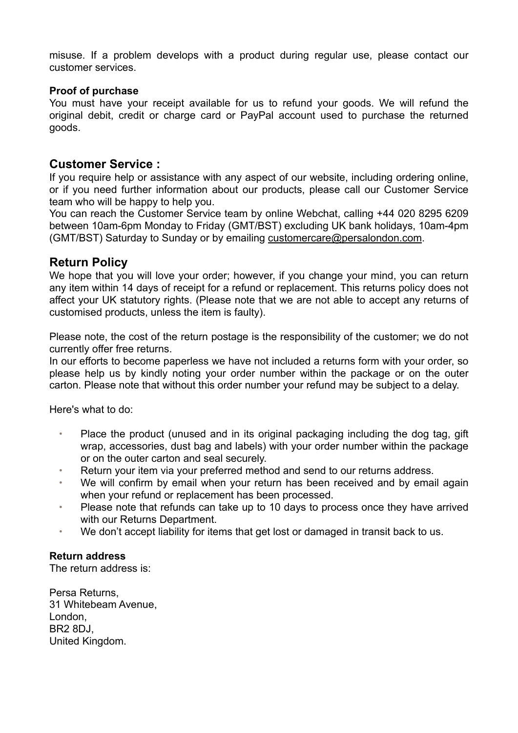misuse. If a problem develops with a product during regular use, please contact our customer services.

**Proof of purchase**

You must have your receipt available for us to refund your goods. We will refund the original debit, credit or charge card or PayPal account used to purchase the returned goods.

## Customer Service :

If you require help or assistance with any aspect of our website, including ordering online, or if you need further information about our products, please call our Customer Service team who will be happy to help you.

You can reach the Customer Service team by online Webchat, calling +44 020 8295 6209 between 10am-6pm Monday to Friday (GMT/BST) excluding UK bank holidays, 10am-4pm (GMT/BST) Saturday to Sunday or by emailing customercare@persalondon.com.

## Return Policy

We hope that you will love your order; however, if you change your mind, you can return any item within 14 days of receipt for a refund or replacement. This returns policy does not affect your UK statutory rights. (Please note that we are not able to accept any returns of customised products, unless the item is faulty).

Please note, the cost of the return postage is the responsibility of the customer; we do not currently offer free returns.

In our efforts to become paperless we have not included a returns form with your order, so please help us by kindly noting your order number within the package or on the outer carton. Please note that without this order number your refund may be subject to a delay.

Here's what to do:

- Place the product (unused and in its original packaging including the dog tag, gift wrap, accessories, dust bag and labels) with your order number within the package or on the outer carton and seal securely.
- Return your item via your preferred method and send to our returns address.
- We will confirm by email when your return has been received and by email again when your refund or replacement has been processed.
- Please note that refunds can take up to 10 days to process once they have arrived with our Returns Department.
- We don't accept liability for items that get lost or damaged in transit back to us.

**Return address**

The return address is:

Persa Returns,
31 Whitebeam Avenue,
London,
BR2 8DJ,
United Kingdom.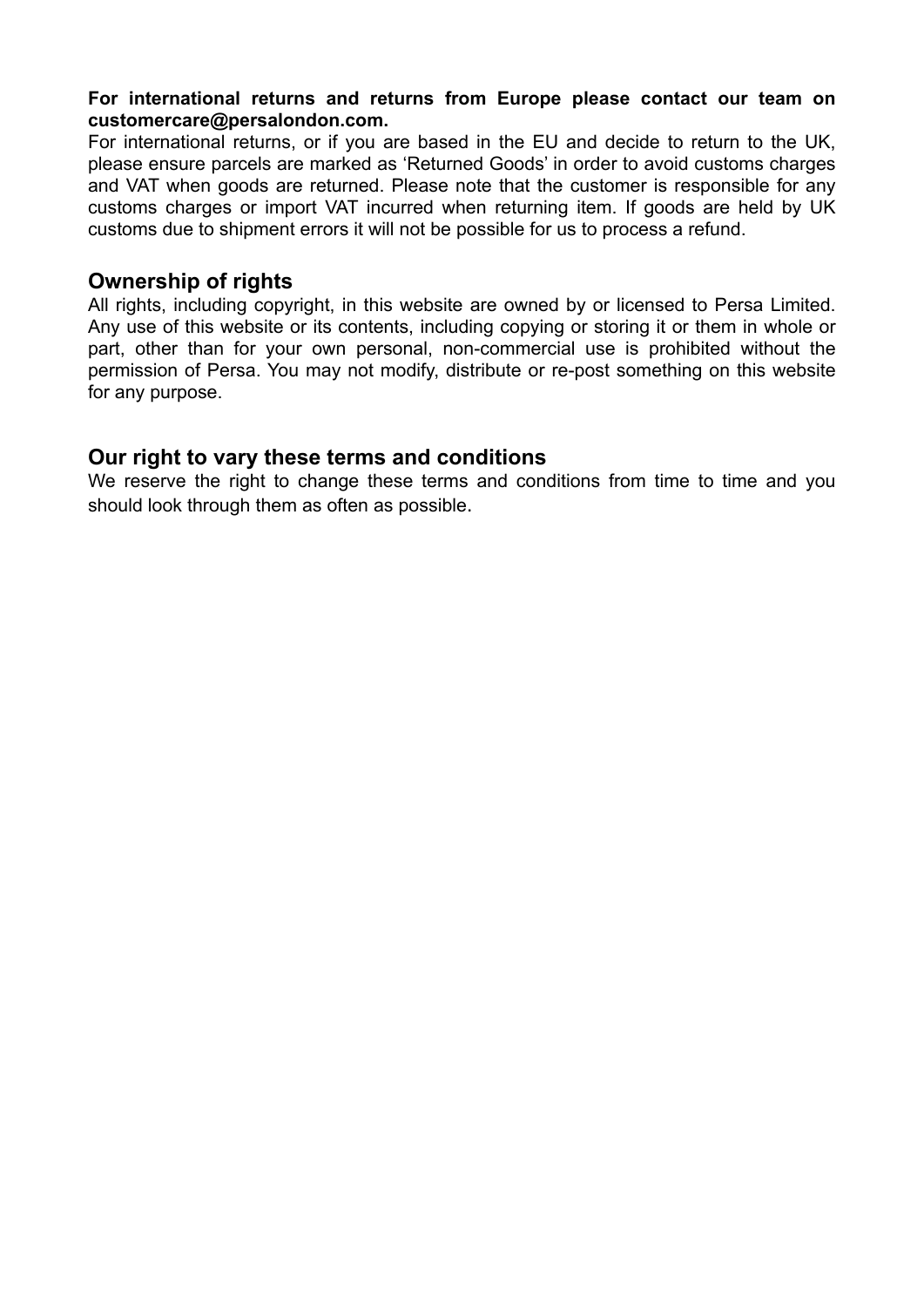**For international returns and returns from Europe please contact our team on customercare@persalondon.com.**

For international returns, or if you are based in the EU and decide to return to the UK, please ensure parcels are marked as 'Returned Goods' in order to avoid customs charges and VAT when goods are returned. Please note that the customer is responsible for any customs charges or import VAT incurred when returning item. If goods are held by UK customs due to shipment errors it will not be possible for us to process a refund.

## Ownership of rights

All rights, including copyright, in this website are owned by or licensed to Persa Limited. Any use of this website or its contents, including copying or storing it or them in whole or part, other than for your own personal, non-commercial use is prohibited without the permission of Persa. You may not modify, distribute or re-post something on this website for any purpose.

## Our right to vary these terms and conditions

We reserve the right to change these terms and conditions from time to time and you should look through them as often as possible.